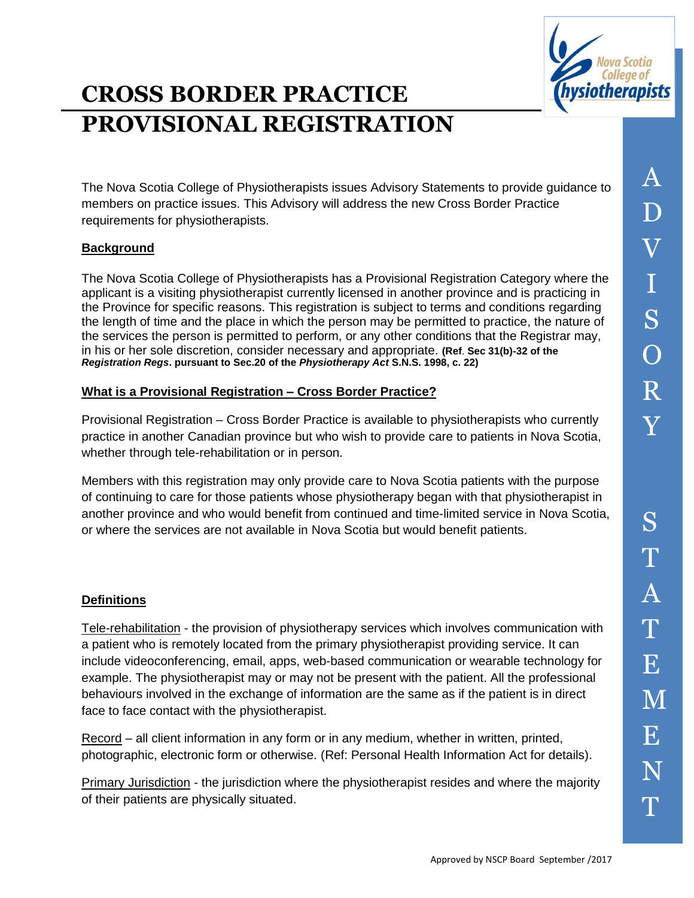# CROSS BORDER PRACTICE PROVISIONAL REGISTRATION

The Nova Scotia College of Physiotherapists issues Advisory Statements to provide guidance to members on practice issues. This Advisory will address the new Cross Border Practice requirements for physiotherapists.

## Background

The Nova Scotia College of Physiotherapists has a Provisional Registration Category where the applicant is a visiting physiotherapist currently licensed in another province and is practicing in the Province for specific reasons. This registration is subject to terms and conditions regarding the length of time and the place in which the person may be permitted to practice, the nature of the services the person is permitted to perform, or any other conditions that the Registrar may, in his or her sole discretion, consider necessary and appropriate. **(Ref. Sec 31(b)-32 of the *Registration Regs*. pursuant to Sec.20 of the *Physiotherapy Act* S.N.S. 1998, c. 22)**

## What is a Provisional Registration – Cross Border Practice?

Provisional Registration – Cross Border Practice is available to physiotherapists who currently practice in another Canadian province but who wish to provide care to patients in Nova Scotia, whether through tele-rehabilitation or in person.

Members with this registration may only provide care to Nova Scotia patients with the purpose of continuing to care for those patients whose physiotherapy began with that physiotherapist in another province and who would benefit from continued and time-limited service in Nova Scotia, or where the services are not available in Nova Scotia but would benefit patients.

## Definitions

Tele-rehabilitation - the provision of physiotherapy services which involves communication with a patient who is remotely located from the primary physiotherapist providing service. It can include videoconferencing, email, apps, web-based communication or wearable technology for example. The physiotherapist may or may not be present with the patient. All the professional behaviours involved in the exchange of information are the same as if the patient is in direct face to face contact with the physiotherapist.

Record – all client information in any form or in any medium, whether in written, printed, photographic, electronic form or otherwise. (Ref: Personal Health Information Act for details).

Primary Jurisdiction - the jurisdiction where the physiotherapist resides and where the majority of their patients are physically situated.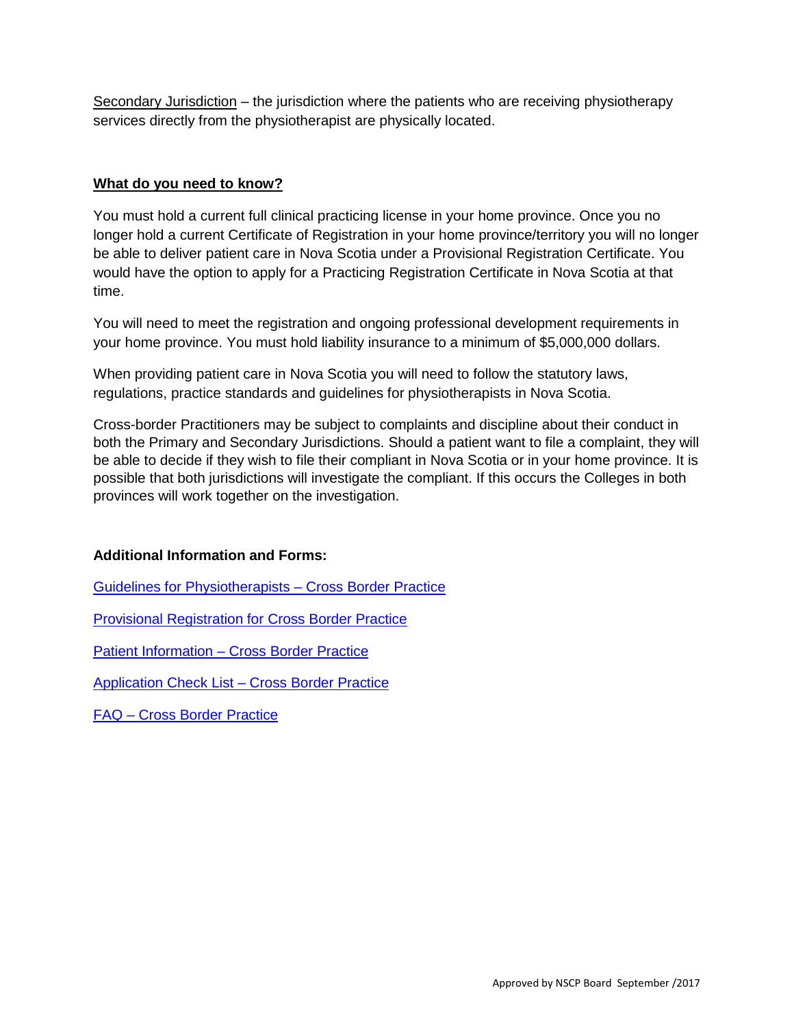Secondary Jurisdiction – the jurisdiction where the patients who are receiving physiotherapy services directly from the physiotherapist are physically located.

## What do you need to know?

You must hold a current full clinical practicing license in your home province. Once you no longer hold a current Certificate of Registration in your home province/territory you will no longer be able to deliver patient care in Nova Scotia under a Provisional Registration Certificate. You would have the option to apply for a Practicing Registration Certificate in Nova Scotia at that time.

You will need to meet the registration and ongoing professional development requirements in your home province. You must hold liability insurance to a minimum of $5,000,000 dollars.

When providing patient care in Nova Scotia you will need to follow the statutory laws, regulations, practice standards and guidelines for physiotherapists in Nova Scotia.

Cross-border Practitioners may be subject to complaints and discipline about their conduct in both the Primary and Secondary Jurisdictions. Should a patient want to file a complaint, they will be able to decide if they wish to file their compliant in Nova Scotia or in your home province. It is possible that both jurisdictions will investigate the compliant. If this occurs the Colleges in both provinces will work together on the investigation.

**Additional Information and Forms:**

Guidelines for Physiotherapists – Cross Border Practice

Provisional Registration for Cross Border Practice

Patient Information – Cross Border Practice

Application Check List – Cross Border Practice

FAQ – Cross Border Practice

Approved by NSCP Board September /2017